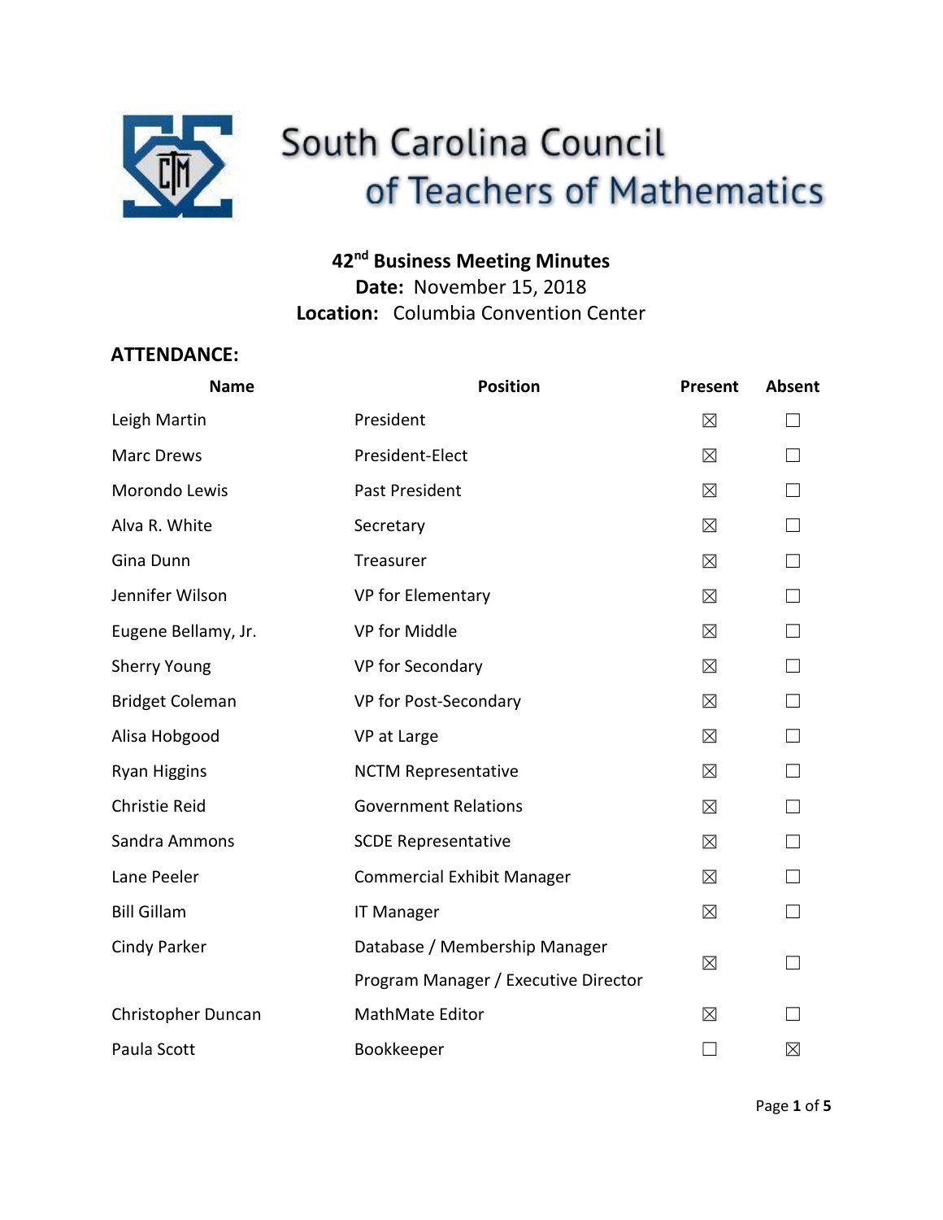# South Carolina Council of Teachers of Mathematics

**42nd Business Meeting Minutes**
**Date:** November 15, 2018
**Location:** Columbia Convention Center

## ATTENDANCE:

| Name | Position | Present | Absent |
|---|---|---|---|
| Leigh Martin | President | ☒ | ☐ |
| Marc Drews | President-Elect | ☒ | ☐ |
| Morondo Lewis | Past President | ☒ | ☐ |
| Alva R. White | Secretary | ☒ | ☐ |
| Gina Dunn | Treasurer | ☒ | ☐ |
| Jennifer Wilson | VP for Elementary | ☒ | ☐ |
| Eugene Bellamy, Jr. | VP for Middle | ☒ | ☐ |
| Sherry Young | VP for Secondary | ☒ | ☐ |
| Bridget Coleman | VP for Post-Secondary | ☒ | ☐ |
| Alisa Hobgood | VP at Large | ☒ | ☐ |
| Ryan Higgins | NCTM Representative | ☒ | ☐ |
| Christie Reid | Government Relations | ☒ | ☐ |
| Sandra Ammons | SCDE Representative | ☒ | ☐ |
| Lane Peeler | Commercial Exhibit Manager | ☒ | ☐ |
| Bill Gillam | IT Manager | ☒ | ☐ |
| Cindy Parker | Database / Membership Manager<br>Program Manager / Executive Director | ☒ | ☐ |
| Christopher Duncan | MathMate Editor | ☒ | ☐ |
| Paula Scott | Bookkeeper | ☐ | ☒ |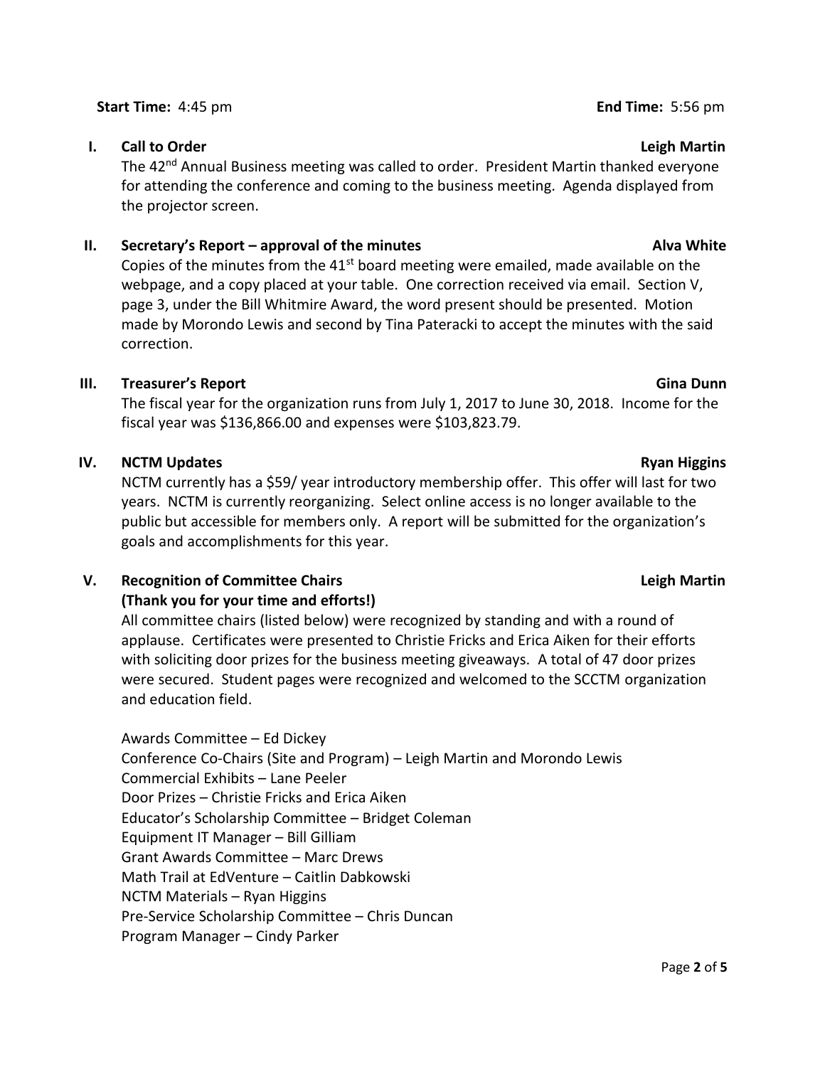**Start Time:** 4:45 pm **End Time:** 5:56 pm

## I. Call to Order — Leigh Martin

The 42nd Annual Business meeting was called to order. President Martin thanked everyone for attending the conference and coming to the business meeting. Agenda displayed from the projector screen.

## II. Secretary's Report – approval of the minutes — Alva White

Copies of the minutes from the 41st board meeting were emailed, made available on the webpage, and a copy placed at your table. One correction received via email. Section V, page 3, under the Bill Whitmire Award, the word present should be presented. Motion made by Morondo Lewis and second by Tina Pateracki to accept the minutes with the said correction.

## III. Treasurer's Report — Gina Dunn

The fiscal year for the organization runs from July 1, 2017 to June 30, 2018. Income for the fiscal year was $136,866.00 and expenses were $103,823.79.

## IV. NCTM Updates — Ryan Higgins

NCTM currently has a $59/ year introductory membership offer. This offer will last for two years. NCTM is currently reorganizing. Select online access is no longer available to the public but accessible for members only. A report will be submitted for the organization's goals and accomplishments for this year.

## V. Recognition of Committee Chairs — Leigh Martin

**(Thank you for your time and efforts!)**

All committee chairs (listed below) were recognized by standing and with a round of applause. Certificates were presented to Christie Fricks and Erica Aiken for their efforts with soliciting door prizes for the business meeting giveaways. A total of 47 door prizes were secured. Student pages were recognized and welcomed to the SCCTM organization and education field.

Awards Committee – Ed Dickey
Conference Co-Chairs (Site and Program) – Leigh Martin and Morondo Lewis
Commercial Exhibits – Lane Peeler
Door Prizes – Christie Fricks and Erica Aiken
Educator's Scholarship Committee – Bridget Coleman
Equipment IT Manager – Bill Gilliam
Grant Awards Committee – Marc Drews
Math Trail at EdVenture – Caitlin Dabkowski
NCTM Materials – Ryan Higgins
Pre-Service Scholarship Committee – Chris Duncan
Program Manager – Cindy Parker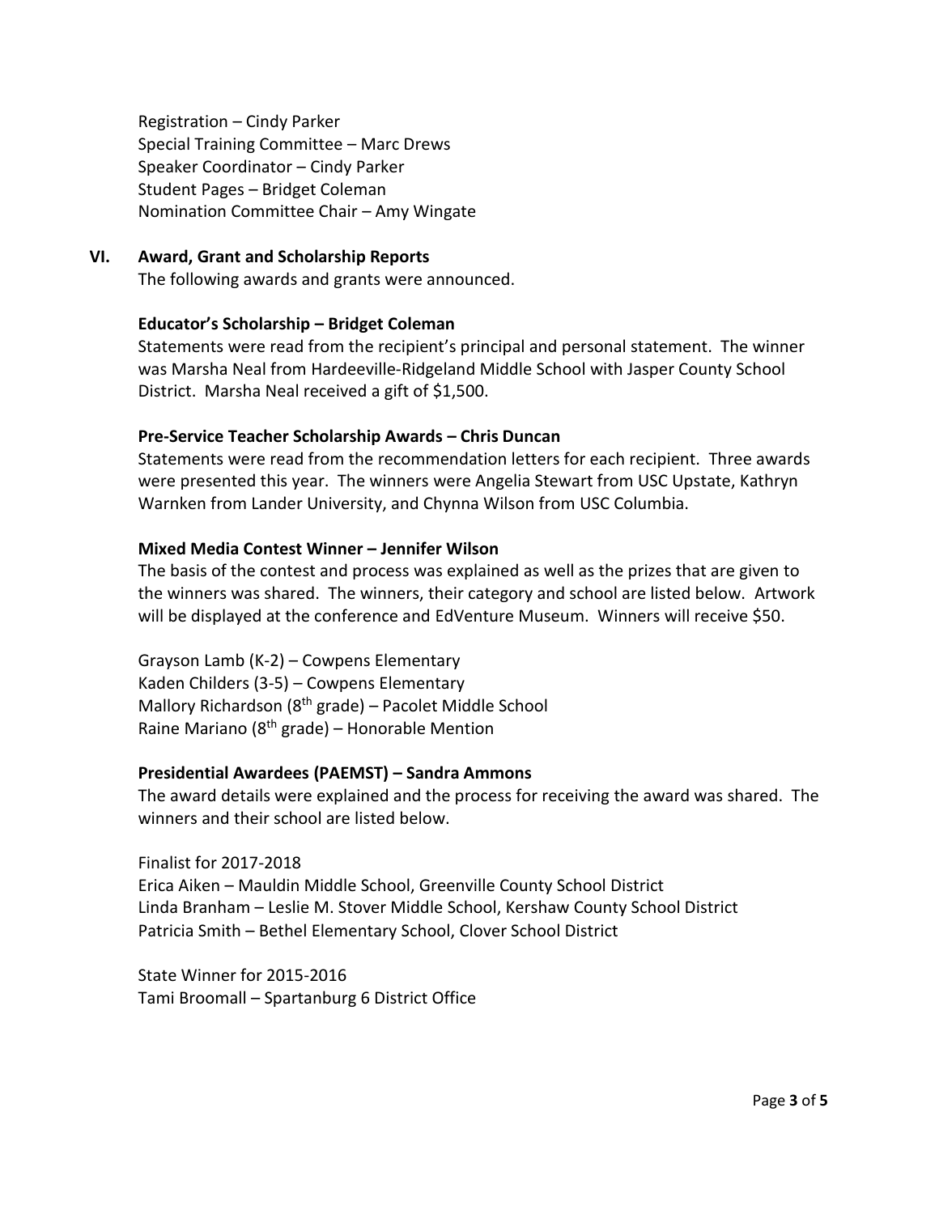Registration – Cindy Parker
Special Training Committee – Marc Drews
Speaker Coordinator – Cindy Parker
Student Pages – Bridget Coleman
Nomination Committee Chair – Amy Wingate

## VI. Award, Grant and Scholarship Reports

The following awards and grants were announced.

**Educator's Scholarship – Bridget Coleman**

Statements were read from the recipient's principal and personal statement. The winner was Marsha Neal from Hardeeville-Ridgeland Middle School with Jasper County School District. Marsha Neal received a gift of $1,500.

**Pre-Service Teacher Scholarship Awards – Chris Duncan**

Statements were read from the recommendation letters for each recipient. Three awards were presented this year. The winners were Angelia Stewart from USC Upstate, Kathryn Warnken from Lander University, and Chynna Wilson from USC Columbia.

**Mixed Media Contest Winner – Jennifer Wilson**

The basis of the contest and process was explained as well as the prizes that are given to the winners was shared. The winners, their category and school are listed below. Artwork will be displayed at the conference and EdVenture Museum. Winners will receive $50.

Grayson Lamb (K-2) – Cowpens Elementary
Kaden Childers (3-5) – Cowpens Elementary
Mallory Richardson (8th grade) – Pacolet Middle School
Raine Mariano (8th grade) – Honorable Mention

**Presidential Awardees (PAEMST) – Sandra Ammons**

The award details were explained and the process for receiving the award was shared. The winners and their school are listed below.

Finalist for 2017-2018
Erica Aiken – Mauldin Middle School, Greenville County School District
Linda Branham – Leslie M. Stover Middle School, Kershaw County School District
Patricia Smith – Bethel Elementary School, Clover School District

State Winner for 2015-2016
Tami Broomall – Spartanburg 6 District Office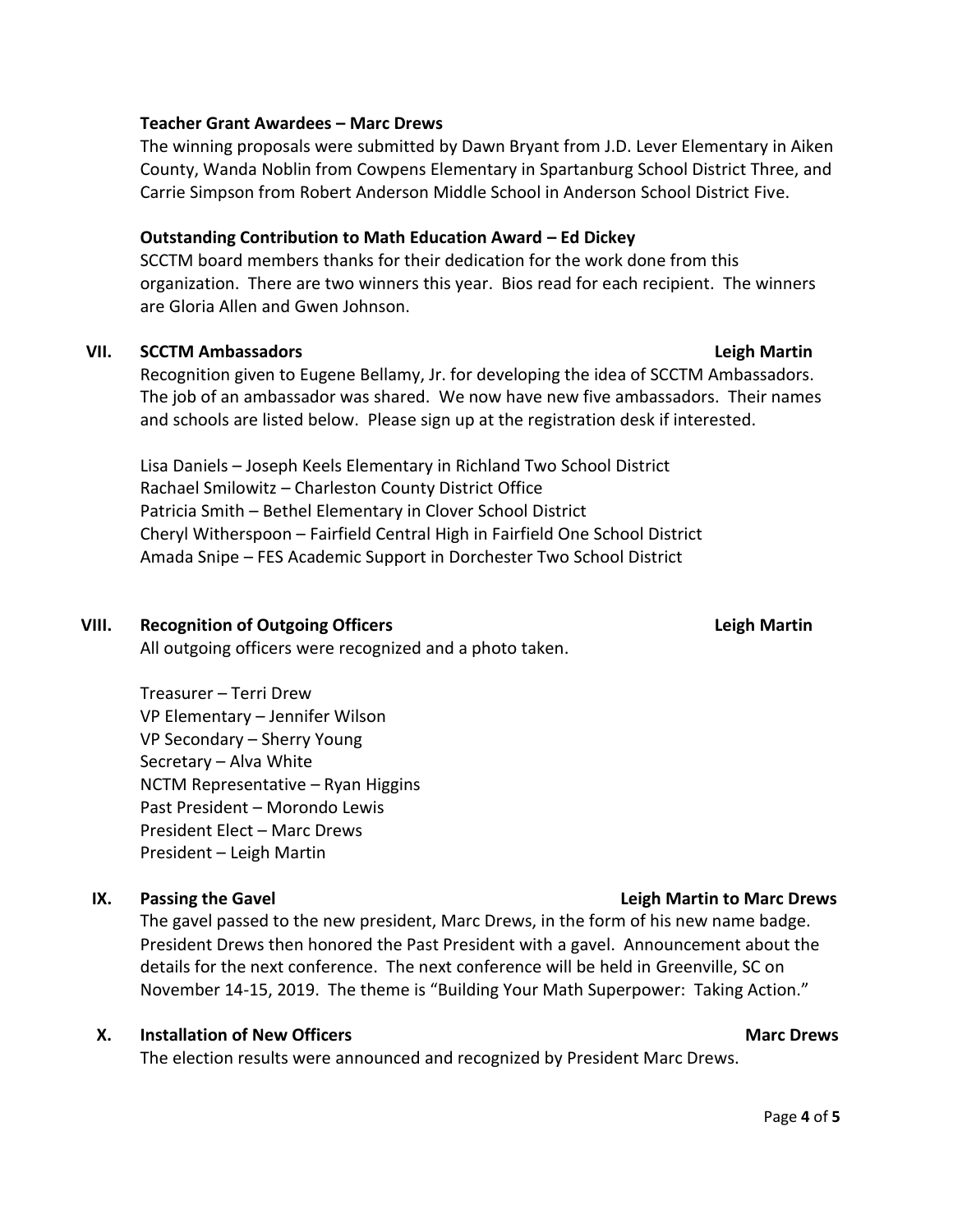**Teacher Grant Awardees – Marc Drews**

The winning proposals were submitted by Dawn Bryant from J.D. Lever Elementary in Aiken County, Wanda Noblin from Cowpens Elementary in Spartanburg School District Three, and Carrie Simpson from Robert Anderson Middle School in Anderson School District Five.

**Outstanding Contribution to Math Education Award – Ed Dickey**

SCCTM board members thanks for their dedication for the work done from this organization. There are two winners this year. Bios read for each recipient. The winners are Gloria Allen and Gwen Johnson.

## VII. SCCTM Ambassadors — Leigh Martin

Recognition given to Eugene Bellamy, Jr. for developing the idea of SCCTM Ambassadors. The job of an ambassador was shared. We now have new five ambassadors. Their names and schools are listed below. Please sign up at the registration desk if interested.

Lisa Daniels – Joseph Keels Elementary in Richland Two School District
Rachael Smilowitz – Charleston County District Office
Patricia Smith – Bethel Elementary in Clover School District
Cheryl Witherspoon – Fairfield Central High in Fairfield One School District
Amada Snipe – FES Academic Support in Dorchester Two School District

## VIII. Recognition of Outgoing Officers — Leigh Martin

All outgoing officers were recognized and a photo taken.

Treasurer – Terri Drew
VP Elementary – Jennifer Wilson
VP Secondary – Sherry Young
Secretary – Alva White
NCTM Representative – Ryan Higgins
Past President – Morondo Lewis
President Elect – Marc Drews
President – Leigh Martin

## IX. Passing the Gavel — Leigh Martin to Marc Drews

The gavel passed to the new president, Marc Drews, in the form of his new name badge. President Drews then honored the Past President with a gavel. Announcement about the details for the next conference. The next conference will be held in Greenville, SC on November 14-15, 2019. The theme is "Building Your Math Superpower: Taking Action."

## X. Installation of New Officers — Marc Drews

The election results were announced and recognized by President Marc Drews.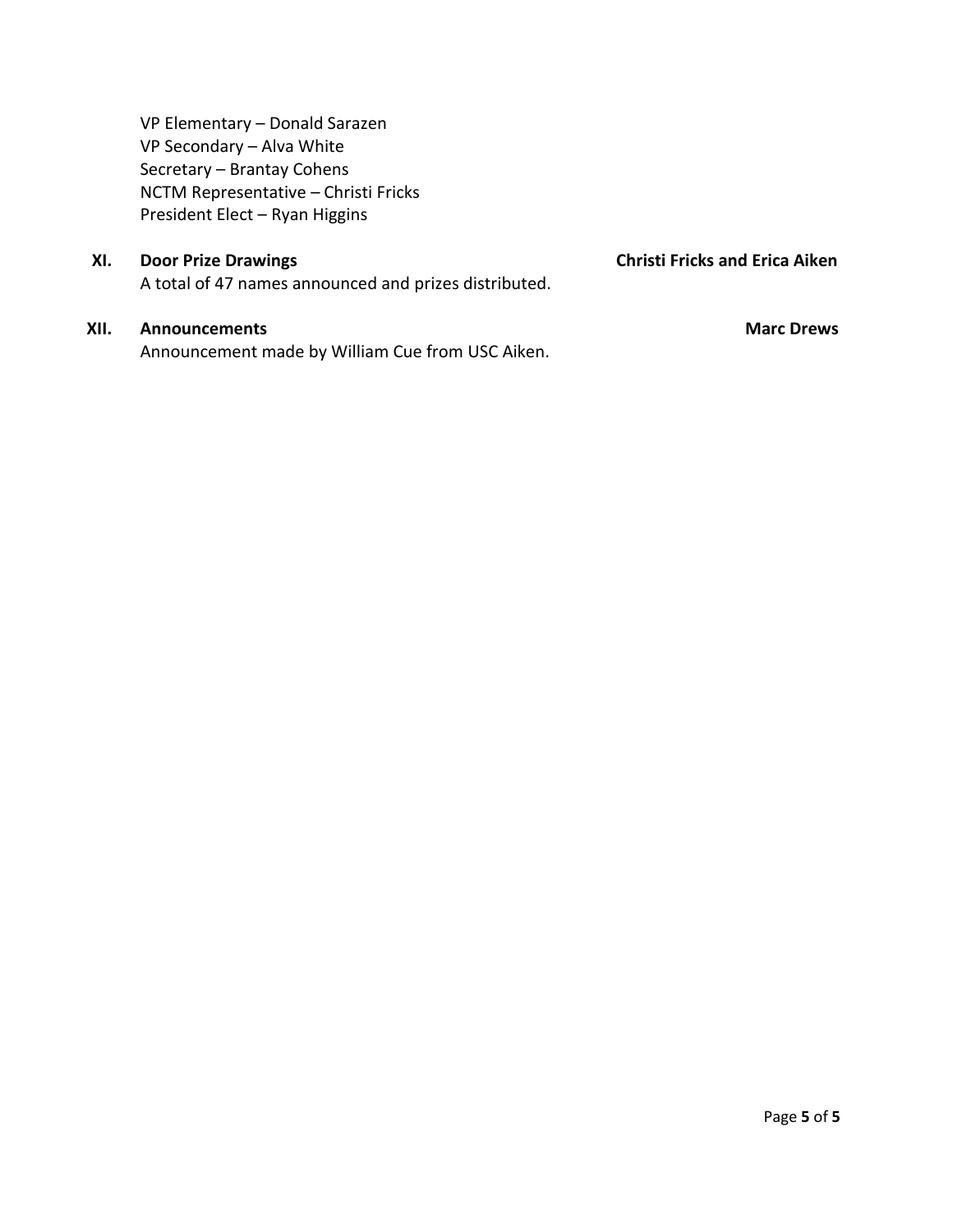VP Elementary – Donald Sarazen
VP Secondary – Alva White
Secretary – Brantay Cohens
NCTM Representative – Christi Fricks
President Elect – Ryan Higgins

**XI. Door Prize Drawings** **Christi Fricks and Erica Aiken**

A total of 47 names announced and prizes distributed.

**XII. Announcements** **Marc Drews**

Announcement made by William Cue from USC Aiken.